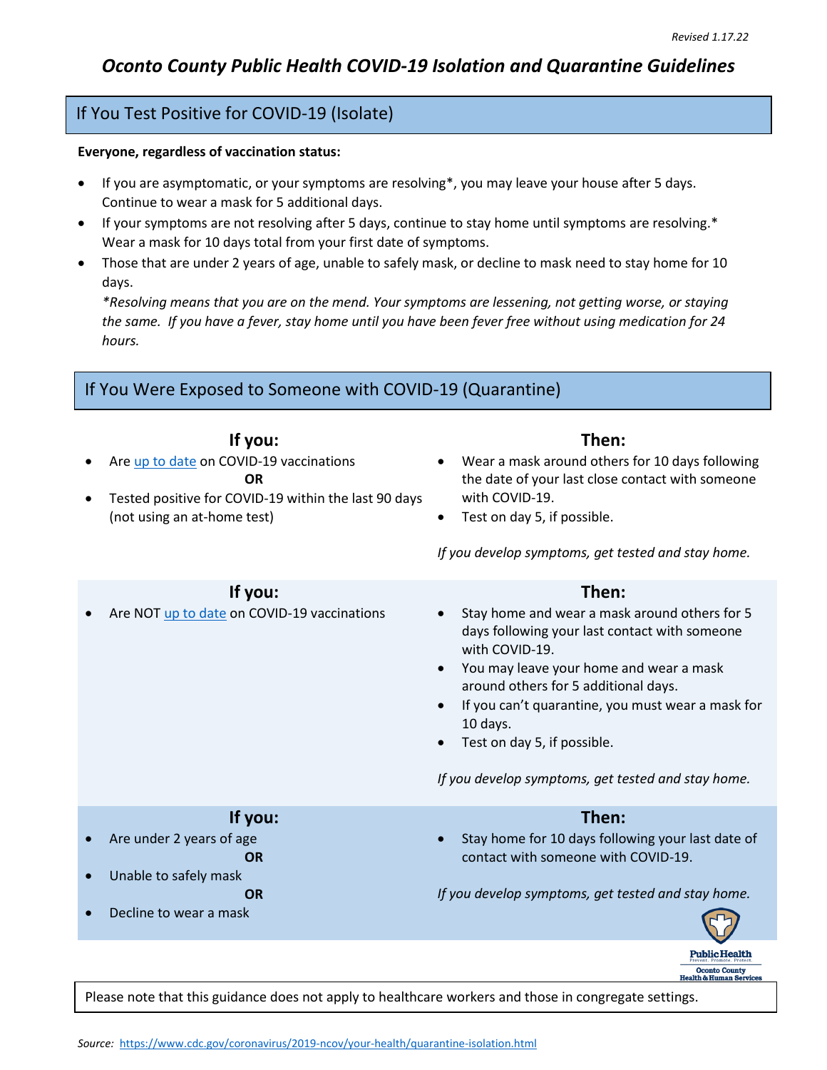*Revised 1.17.22*

# *Oconto County Public Health COVID-19 Isolation and Quarantine Guidelines*

## If You Test Positive for COVID-19 (Isolate)

**Everyone, regardless of vaccination status:**

- If you are asymptomatic, or your symptoms are resolving*, you may leave your house after 5 days. Continue to wear a mask for 5 additional days.
- If your symptoms are not resolving after 5 days, continue to stay home until symptoms are resolving.* Wear a mask for 10 days total from your first date of symptoms.
- Those that are under 2 years of age, unable to safely mask, or decline to mask need to stay home for 10 days.

*\*Resolving means that you are on the mend. Your symptoms are lessening, not getting worse, or staying the same. If you have a fever, stay home until you have been fever free without using medication for 24 hours.*

## If You Were Exposed to Someone with COVID-19 (Quarantine)

| If you: | Then: |
| --- | --- |
| • Are up to date on COVID-19 vaccinations<br>**OR**<br>• Tested positive for COVID-19 within the last 90 days (not using an at-home test) | • Wear a mask around others for 10 days following the date of your last close contact with someone with COVID-19.<br>• Test on day 5, if possible.<br><br>*If you develop symptoms, get tested and stay home.* |
| • Are NOT up to date on COVID-19 vaccinations | • Stay home and wear a mask around others for 5 days following your last contact with someone with COVID-19.<br>• You may leave your home and wear a mask around others for 5 additional days.<br>• If you can't quarantine, you must wear a mask for 10 days.<br>• Test on day 5, if possible.<br><br>*If you develop symptoms, get tested and stay home.* |
| • Are under 2 years of age<br>**OR**<br>• Unable to safely mask<br>**OR**<br>• Decline to wear a mask | • Stay home for 10 days following your last date of contact with someone with COVID-19.<br><br>*If you develop symptoms, get tested and stay home.* |

Public Health
Prevent. Promote. Protect.
Oconto County
Health & Human Services

Please note that this guidance does not apply to healthcare workers and those in congregate settings.

*Source:* https://www.cdc.gov/coronavirus/2019-ncov/your-health/quarantine-isolation.html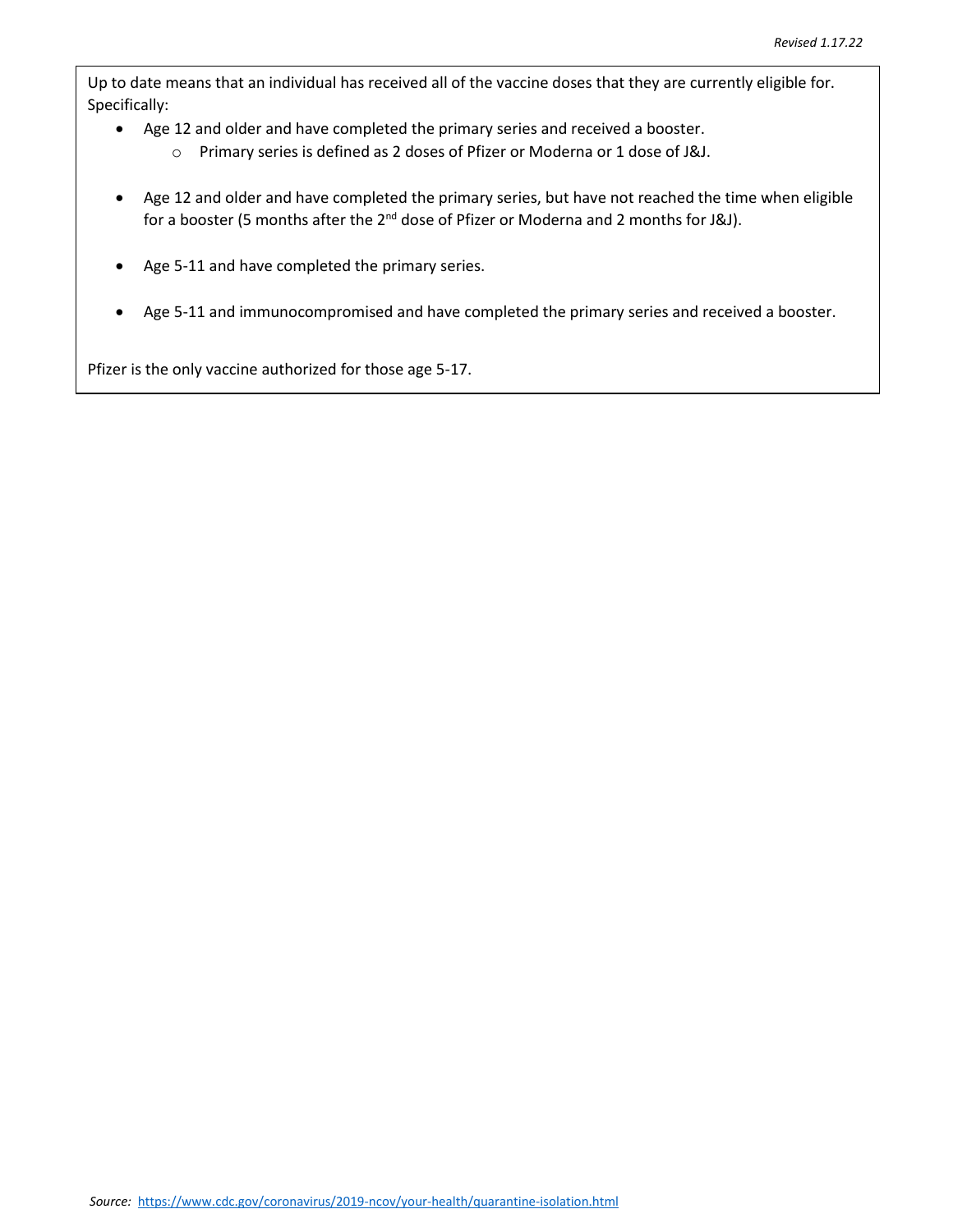Revised 1.17.22

Up to date means that an individual has received all of the vaccine doses that they are currently eligible for. Specifically:

- Age 12 and older and have completed the primary series and received a booster.
    - Primary series is defined as 2 doses of Pfizer or Moderna or 1 dose of J&J.
- Age 12 and older and have completed the primary series, but have not reached the time when eligible for a booster (5 months after the 2nd dose of Pfizer or Moderna and 2 months for J&J).
- Age 5-11 and have completed the primary series.
- Age 5-11 and immunocompromised and have completed the primary series and received a booster.

Pfizer is the only vaccine authorized for those age 5-17.

*Source:* https://www.cdc.gov/coronavirus/2019-ncov/your-health/quarantine-isolation.html